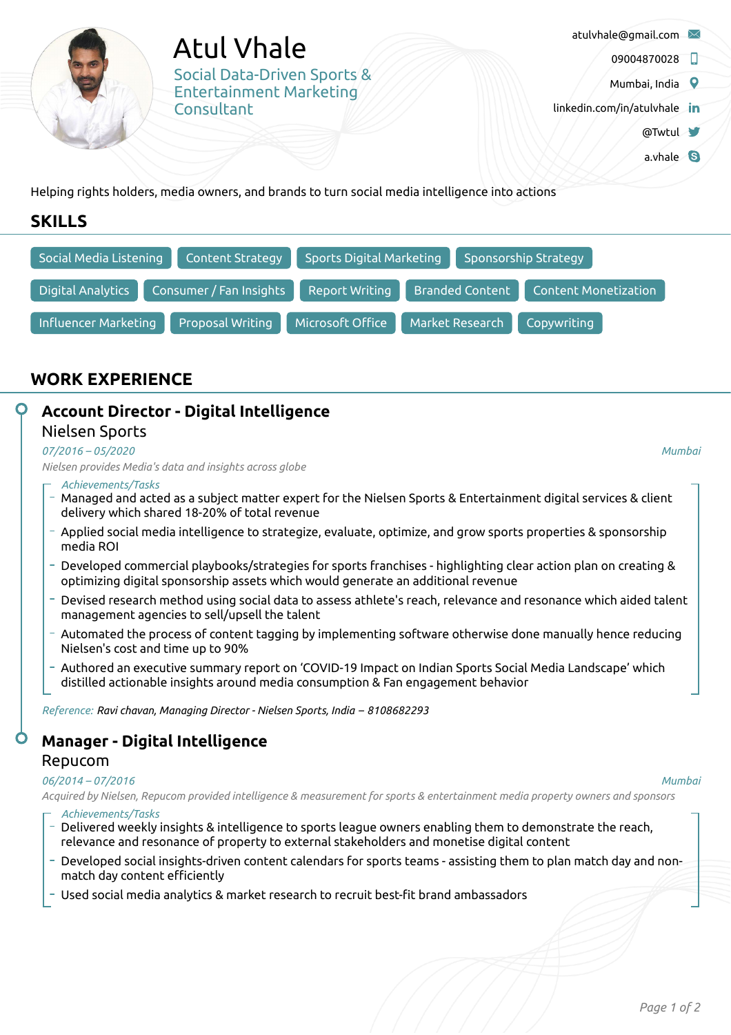# Atul Vhale

## Social Data-Driven Sports & Entertainment Marketing Consultant

atulvhale@gmail.com
09004870028
Mumbai, India
linkedin.com/in/atulvhale
@Twtul
a.vhale

Helping rights holders, media owners, and brands to turn social media intelligence into actions

## SKILLS

Social Media Listening | Content Strategy | Sports Digital Marketing | Sponsorship Strategy | Digital Analytics | Consumer / Fan Insights | Report Writing | Branded Content | Content Monetization | Influencer Marketing | Proposal Writing | Microsoft Office | Market Research | Copywriting

## WORK EXPERIENCE

### Account Director - Digital Intelligence

Nielsen Sports

*07/2016 – 05/2020* — *Mumbai*

*Nielsen provides Media's data and insights across globe*

*Achievements/Tasks*

- Managed and acted as a subject matter expert for the Nielsen Sports & Entertainment digital services & client delivery which shared 18-20% of total revenue
- Applied social media intelligence to strategize, evaluate, optimize, and grow sports properties & sponsorship media ROI
- Developed commercial playbooks/strategies for sports franchises - highlighting clear action plan on creating & optimizing digital sponsorship assets which would generate an additional revenue
- Devised research method using social data to assess athlete's reach, relevance and resonance which aided talent management agencies to sell/upsell the talent
- Automated the process of content tagging by implementing software otherwise done manually hence reducing Nielsen's cost and time up to 90%
- Authored an executive summary report on 'COVID-19 Impact on Indian Sports Social Media Landscape' which distilled actionable insights around media consumption & Fan engagement behavior

*Reference: Ravi chavan, Managing Director - Nielsen Sports, India – 8108682293*

### Manager - Digital Intelligence

Repucom

*06/2014 – 07/2016* — *Mumbai*

*Acquired by Nielsen, Repucom provided intelligence & measurement for sports & entertainment media property owners and sponsors*

*Achievements/Tasks*

- Delivered weekly insights & intelligence to sports league owners enabling them to demonstrate the reach, relevance and resonance of property to external stakeholders and monetise digital content
- Developed social insights-driven content calendars for sports teams - assisting them to plan match day and non-match day content efficiently
- Used social media analytics & market research to recruit best-fit brand ambassadors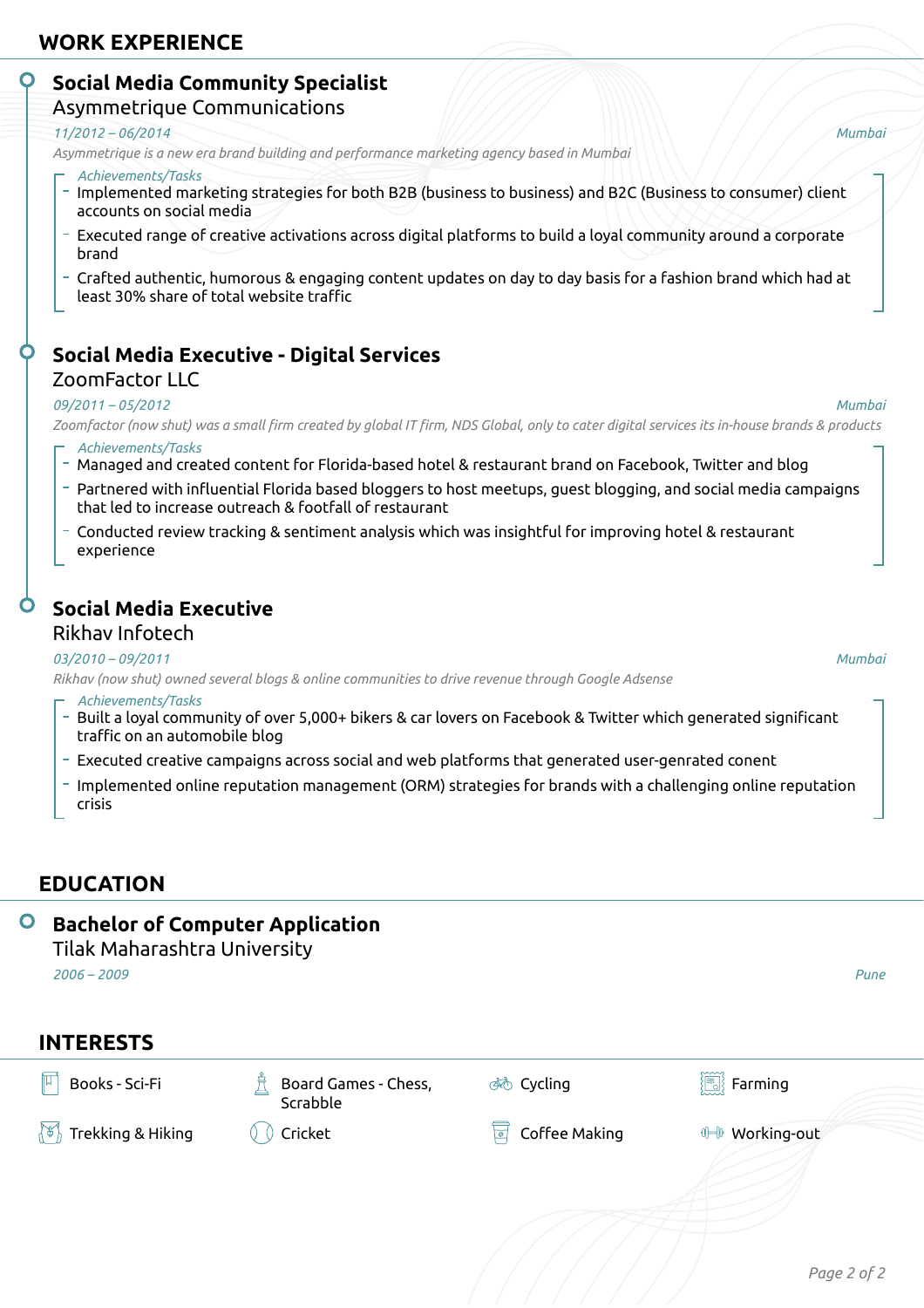## WORK EXPERIENCE

### Social Media Community Specialist
Asymmetrique Communications

*11/2012 – 06/2014* — *Mumbai*

*Asymmetrique is a new era brand building and performance marketing agency based in Mumbai*

*Achievements/Tasks*
- Implemented marketing strategies for both B2B (business to business) and B2C (Business to consumer) client accounts on social media
- Executed range of creative activations across digital platforms to build a loyal community around a corporate brand
- Crafted authentic, humorous & engaging content updates on day to day basis for a fashion brand which had at least 30% share of total website traffic

### Social Media Executive - Digital Services
ZoomFactor LLC

*09/2011 – 05/2012* — *Mumbai*

*Zoomfactor (now shut) was a small firm created by global IT firm, NDS Global, only to cater digital services its in-house brands & products*

*Achievements/Tasks*
- Managed and created content for Florida-based hotel & restaurant brand on Facebook, Twitter and blog
- Partnered with influential Florida based bloggers to host meetups, guest blogging, and social media campaigns that led to increase outreach & footfall of restaurant
- Conducted review tracking & sentiment analysis which was insightful for improving hotel & restaurant experience

### Social Media Executive
Rikhav Infotech

*03/2010 – 09/2011* — *Mumbai*

*Rikhav (now shut) owned several blogs & online communities to drive revenue through Google Adsense*

*Achievements/Tasks*
- Built a loyal community of over 5,000+ bikers & car lovers on Facebook & Twitter which generated significant traffic on an automobile blog
- Executed creative campaigns across social and web platforms that generated user-genrated conent
- Implemented online reputation management (ORM) strategies for brands with a challenging online reputation crisis

## EDUCATION

### Bachelor of Computer Application
Tilak Maharashtra University

*2006 – 2009* — *Pune*

## INTERESTS

- Books - Sci-Fi
- Board Games - Chess, Scrabble
- Cycling
- Farming
- Trekking & Hiking
- Cricket
- Coffee Making
- Working-out